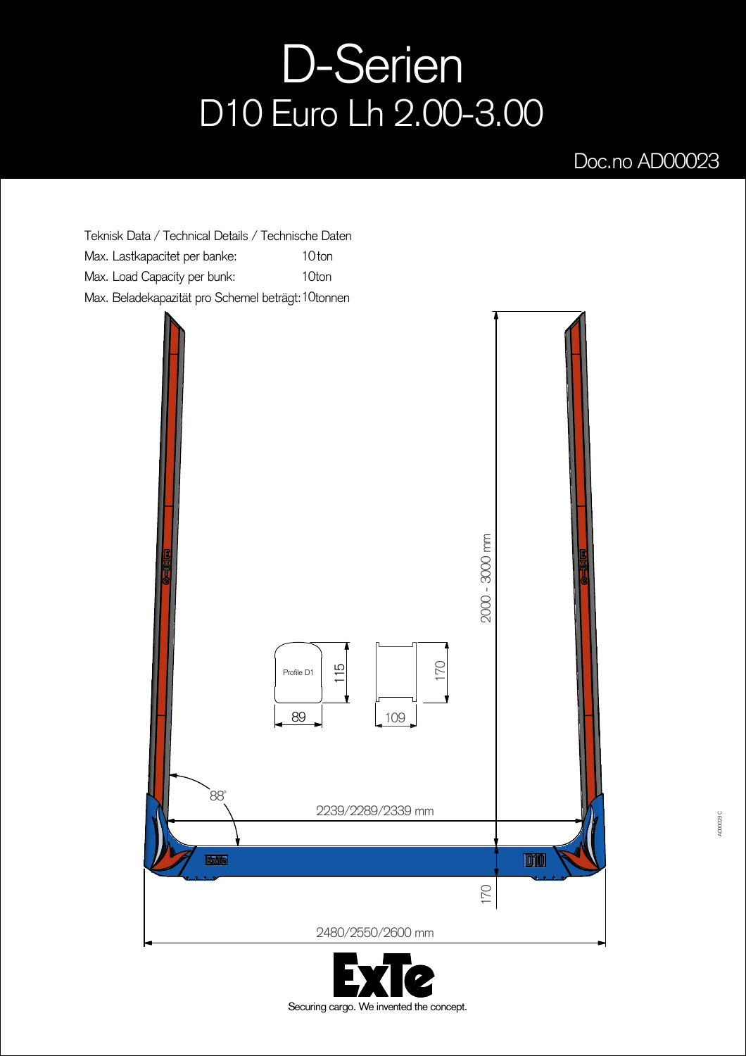# D-Serien

## D10 Euro Lh 2.00-3.00

Doc.no AD00023

Teknisk Data / Technical Details / Technische Daten

| | |
|---|---|
| Max. Lastkapacitet per banke: | 10 ton |
| Max. Load Capacity per bunk: | 10ton |
| Max. Beladekapazität pro Schemel beträgt: | 10tonnen |

2000 - 3000 mm

Profile D1

115

89

170

109

88°

2239/2289/2339 mm

170

2480/2550/2600 mm

ExTe

Securing cargo. We invented the concept.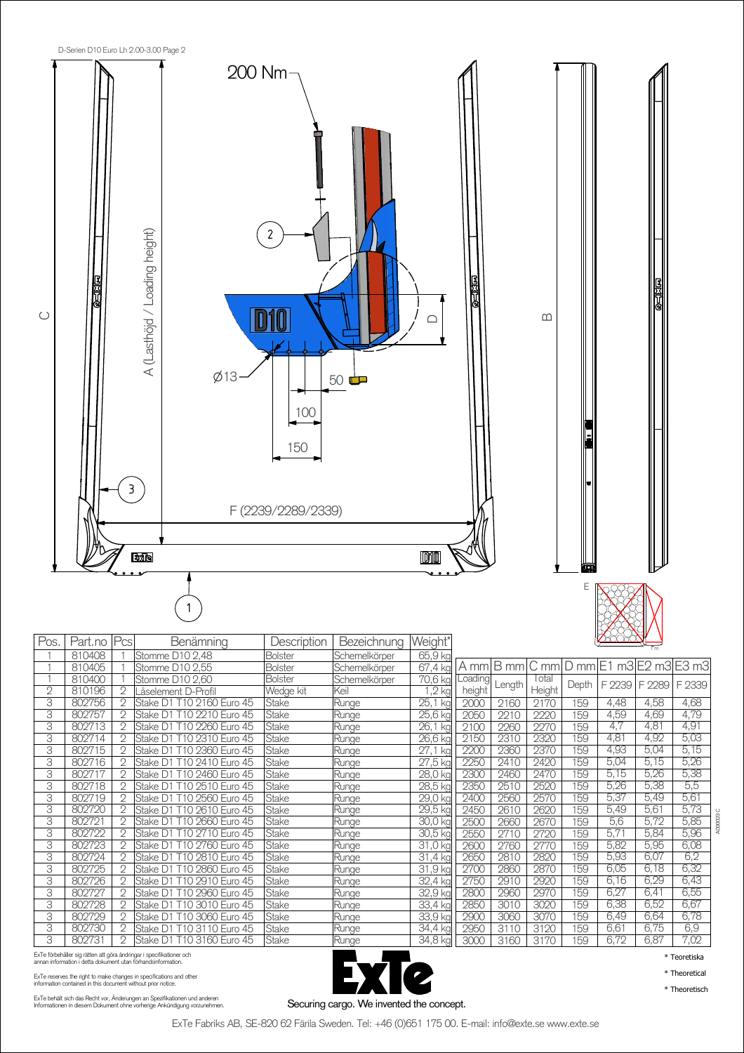D-Serien D10 Euro Lh 2.00-3.00 Page 2

200 Nm

2

D10

Ø13

50

100

150

D

A (Lasthöjd / Loading height)

C

B

3

F (2239/2289/2339)

1

E

| Pos. | Part.no | Pcs | Benämning | Description | Bezeichnung | Weight* |
|---|---|---|---|---|---|---|
| 1 | 810408 | 1 | Stomme D10 2,48 | Bolster | Schemelkörper | 65,9 kg |
| 1 | 810405 | 1 | Stomme D10 2,55 | Bolster | Schemelkörper | 67,4 kg |
| 1 | 810400 | 1 | Stomme D10 2,60 | Bolster | Schemelkörper | 70,6 kg |
| 2 | 810196 | 2 | Låselement D-Profil | Wedge kit | Keil | 1,2 kg |
| 3 | 802756 | 2 | Stake D1 T10 2160 Euro 45 | Stake | Runge | 25,1 kg |
| 3 | 802757 | 2 | Stake D1 T10 2210 Euro 45 | Stake | Runge | 25,6 kg |
| 3 | 802713 | 2 | Stake D1 T10 2260 Euro 45 | Stake | Runge | 26,1 kg |
| 3 | 802714 | 2 | Stake D1 T10 2310 Euro 45 | Stake | Runge | 26,6 kg |
| 3 | 802715 | 2 | Stake D1 T10 2360 Euro 45 | Stake | Runge | 27,1 kg |
| 3 | 802716 | 2 | Stake D1 T10 2410 Euro 45 | Stake | Runge | 27,5 kg |
| 3 | 802717 | 2 | Stake D1 T10 2460 Euro 45 | Stake | Runge | 28,0 kg |
| 3 | 802718 | 2 | Stake D1 T10 2510 Euro 45 | Stake | Runge | 28,5 kg |
| 3 | 802719 | 2 | Stake D1 T10 2560 Euro 45 | Stake | Runge | 29,0 kg |
| 3 | 802720 | 2 | Stake D1 T10 2610 Euro 45 | Stake | Runge | 29,5 kg |
| 3 | 802721 | 2 | Stake D1 T10 2660 Euro 45 | Stake | Runge | 30,0 kg |
| 3 | 802722 | 2 | Stake D1 T10 2710 Euro 45 | Stake | Runge | 30,5 kg |
| 3 | 802723 | 2 | Stake D1 T10 2760 Euro 45 | Stake | Runge | 31,0 kg |
| 3 | 802724 | 2 | Stake D1 T10 2810 Euro 45 | Stake | Runge | 31,4 kg |
| 3 | 802725 | 2 | Stake D1 T10 2860 Euro 45 | Stake | Runge | 31,9 kg |
| 3 | 802726 | 2 | Stake D1 T10 2910 Euro 45 | Stake | Runge | 32,4 kg |
| 3 | 802727 | 2 | Stake D1 T10 2960 Euro 45 | Stake | Runge | 32,9 kg |
| 3 | 802728 | 2 | Stake D1 T10 3010 Euro 45 | Stake | Runge | 33,4 kg |
| 3 | 802729 | 2 | Stake D1 T10 3060 Euro 45 | Stake | Runge | 33,9 kg |
| 3 | 802730 | 2 | Stake D1 T10 3110 Euro 45 | Stake | Runge | 34,4 kg |
| 3 | 802731 | 2 | Stake D1 T10 3160 Euro 45 | Stake | Runge | 34,8 kg |

| A mm | B mm | C mm | D mm | E1 m3 | E2 m3 | E3 m3 |
|---|---|---|---|---|---|---|
| Loading height | Length | Total Height | Depth | F 2239 | F 2289 | F 2339 |
| 2000 | 2160 | 2170 | 159 | 4,48 | 4,58 | 4,68 |
| 2050 | 2210 | 2220 | 159 | 4,59 | 4,69 | 4,79 |
| 2100 | 2260 | 2270 | 159 | 4,7 | 4,81 | 4,91 |
| 2150 | 2310 | 2320 | 159 | 4,81 | 4,92 | 5,03 |
| 2200 | 2360 | 2370 | 159 | 4,93 | 5,04 | 5,15 |
| 2250 | 2410 | 2420 | 159 | 5,04 | 5,15 | 5,26 |
| 2300 | 2460 | 2470 | 159 | 5,15 | 5,26 | 5,38 |
| 2350 | 2510 | 2520 | 159 | 5,26 | 5,38 | 5,5 |
| 2400 | 2560 | 2570 | 159 | 5,37 | 5,49 | 5,61 |
| 2450 | 2610 | 2620 | 159 | 5,49 | 5,61 | 5,73 |
| 2500 | 2660 | 2670 | 159 | 5,6 | 5,72 | 5,85 |
| 2550 | 2710 | 2720 | 159 | 5,71 | 5,84 | 5,96 |
| 2600 | 2760 | 2770 | 159 | 5,82 | 5,95 | 6,08 |
| 2650 | 2810 | 2820 | 159 | 5,93 | 6,07 | 6,2 |
| 2700 | 2860 | 2870 | 159 | 6,05 | 6,18 | 6,32 |
| 2750 | 2910 | 2920 | 159 | 6,16 | 6,29 | 6,43 |
| 2800 | 2960 | 2970 | 159 | 6,27 | 6,41 | 6,55 |
| 2850 | 3010 | 3020 | 159 | 6,38 | 6,52 | 6,67 |
| 2900 | 3060 | 3070 | 159 | 6,49 | 6,64 | 6,78 |
| 2950 | 3110 | 3120 | 159 | 6,61 | 6,75 | 6,9 |
| 3000 | 3160 | 3170 | 159 | 6,72 | 6,87 | 7,02 |

\* Teoretiska

\* Theoretical

\* Theoretisch

ExTe förbehåller sig rätten att göra ändringar i specifikationer och annan information i detta dokument utan förhandsinformation.

ExTe reserves the right to make changes in specifications and other information contained in this document without prior notice.

ExTe behält sich das Recht vor, Änderungen an Spezifikationen und anderen Informationen in diesem Dokument ohne vorherige Ankündigung vorzunehmen.

ExTe

Securing cargo. We invented the concept.

ExTe Fabriks AB, SE-820 62 Färila Sweden. Tel: +46 (0)651 175 00. E-mail: info@exte.se www.exte.se